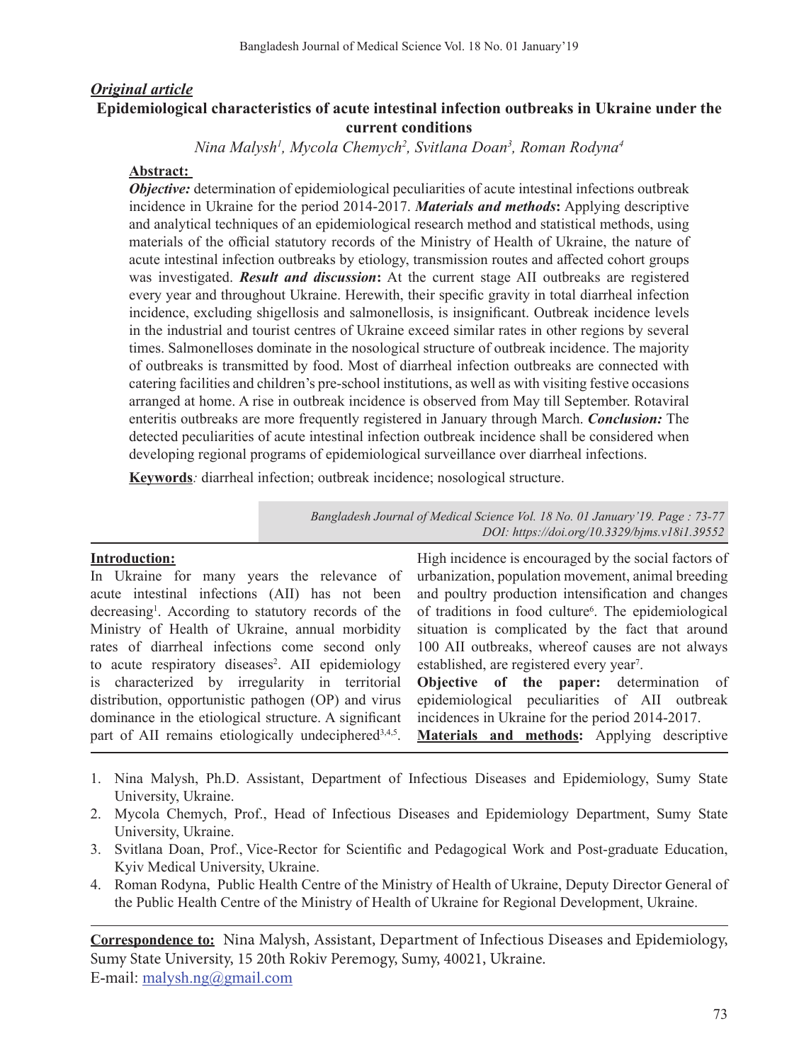***Original article***

## Epidemiological characteristics of acute intestinal infection outbreaks in Ukraine under the current conditions

*Nina Malysh[1], Mycola Chemych[2], Svitlana Doan[3], Roman Rodyna[4]*

**Abstract:**

***Objective:*** determination of epidemiological peculiarities of acute intestinal infections outbreak incidence in Ukraine for the period 2014-2017. ***Materials and methods*****:** Applying descriptive and analytical techniques of an epidemiological research method and statistical methods, using materials of the official statutory records of the Ministry of Health of Ukraine, the nature of acute intestinal infection outbreaks by etiology, transmission routes and affected cohort groups was investigated. ***Result and discussion*****:** At the current stage AII outbreaks are registered every year and throughout Ukraine. Herewith, their specific gravity in total diarrheal infection incidence, excluding shigellosis and salmonellosis, is insignificant. Outbreak incidence levels in the industrial and tourist centres of Ukraine exceed similar rates in other regions by several times. Salmonelloses dominate in the nosological structure of outbreak incidence. The majority of outbreaks is transmitted by food. Most of diarrheal infection outbreaks are connected with catering facilities and children's pre-school institutions, as well as with visiting festive occasions arranged at home. A rise in outbreak incidence is observed from May till September. Rotaviral enteritis outbreaks are more frequently registered in January through March. ***Conclusion:*** The detected peculiarities of acute intestinal infection outbreak incidence shall be considered when developing regional programs of epidemiological surveillance over diarrheal infections.

**Keywords***:* diarrheal infection; outbreak incidence; nosological structure.

*Bangladesh Journal of Medical Science Vol. 18 No. 01 January'19. Page : 73-77*
*DOI: https://doi.org/10.3329/bjms.v18i1.39552*

### Introduction:

In Ukraine for many years the relevance of acute intestinal infections (AII) has not been decreasing[1]. According to statutory records of the Ministry of Health of Ukraine, annual morbidity rates of diarrheal infections come second only to acute respiratory diseases[2]. AII epidemiology is characterized by irregularity in territorial distribution, opportunistic pathogen (OP) and virus dominance in the etiological structure. A significant part of AII remains etiologically undeciphered[3,4,5]. High incidence is encouraged by the social factors of urbanization, population movement, animal breeding and poultry production intensification and changes of traditions in food culture[6]. The epidemiological situation is complicated by the fact that around 100 AII outbreaks, whereof causes are not always established, are registered every year[7].

**Objective of the paper:** determination of epidemiological peculiarities of AII outbreak incidences in Ukraine for the period 2014-2017.

**Materials and methods:** Applying descriptive

1. Nina Malysh, Ph.D. Assistant, Department of Infectious Diseases and Epidemiology, Sumy State University, Ukraine.
2. Mycola Chemych, Prof., Head of Infectious Diseases and Epidemiology Department, Sumy State University, Ukraine.
3. Svitlana Doan, Prof., Vice-Rector for Scientific and Pedagogical Work and Post-graduate Education, Kyiv Medical University, Ukraine.
4. Roman Rodyna, Public Health Centre of the Ministry of Health of Ukraine, Deputy Director General of the Public Health Centre of the Ministry of Health of Ukraine for Regional Development, Ukraine.

**Correspondence to:** Nina Malysh, Assistant, Department of Infectious Diseases and Epidemiology, Sumy State University, 15 20th Rokiv Peremogy, Sumy, 40021, Ukraine.
E-mail: malysh.ng@gmail.com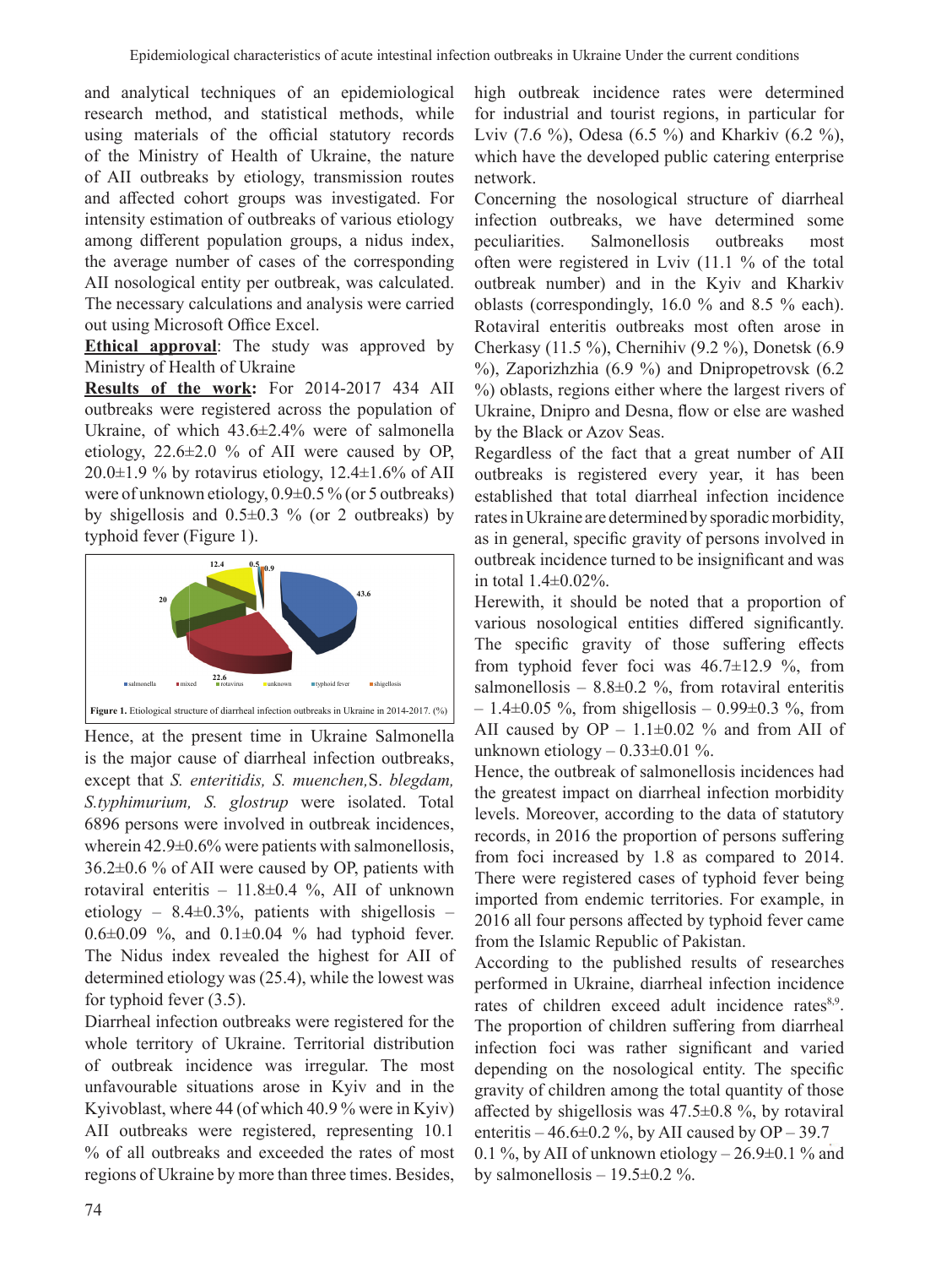and analytical techniques of an epidemiological research method, and statistical methods, while using materials of the official statutory records of the Ministry of Health of Ukraine, the nature of AII outbreaks by etiology, transmission routes and affected cohort groups was investigated. For intensity estimation of outbreaks of various etiology among different population groups, a nidus index, the average number of cases of the corresponding AII nosological entity per outbreak, was calculated. The necessary calculations and analysis were carried out using Microsoft Office Excel.

**Ethical approval**: The study was approved by Ministry of Health of Ukraine

**Results of the work:** For 2014-2017 434 AII outbreaks were registered across the population of Ukraine, of which 43.6±2.4% were of salmonella etiology, 22.6±2.0 % of AII were caused by OP, 20.0±1.9 % by rotavirus etiology, 12.4±1.6% of AII were of unknown etiology, 0.9±0.5 % (or 5 outbreaks) by shigellosis and 0.5±0.3 % (or 2 outbreaks) by typhoid fever (Figure 1).

**Figure 1.** Etiological structure of diarrheal infection outbreaks in Ukraine in 2014-2017. (%)

Hence, at the present time in Ukraine Salmonella is the major cause of diarrheal infection outbreaks, except that *S. enteritidis, S. muenchen,* S. *blegdam, S.typhimurium, S. glostrup* were isolated. Total 6896 persons were involved in outbreak incidences, wherein 42.9±0.6% were patients with salmonellosis, 36.2±0.6 % of AII were caused by OP, patients with rotaviral enteritis – 11.8±0.4 %, AII of unknown etiology – 8.4±0.3%, patients with shigellosis – 0.6±0.09 %, and 0.1±0.04 % had typhoid fever. The Nidus index revealed the highest for AII of determined etiology was (25.4), while the lowest was for typhoid fever (3.5).

Diarrheal infection outbreaks were registered for the whole territory of Ukraine. Territorial distribution of outbreak incidence was irregular. The most unfavourable situations arose in Kyiv and in the Kyivoblast, where 44 (of which 40.9 % were in Kyiv) AII outbreaks were registered, representing 10.1 % of all outbreaks and exceeded the rates of most regions of Ukraine by more than three times. Besides, high outbreak incidence rates were determined for industrial and tourist regions, in particular for Lviv (7.6 %), Odesa (6.5 %) and Kharkiv (6.2 %), which have the developed public catering enterprise network.

Concerning the nosological structure of diarrheal infection outbreaks, we have determined some peculiarities. Salmonellosis outbreaks most often were registered in Lviv (11.1 % of the total outbreak number) and in the Kyiv and Kharkiv oblasts (correspondingly, 16.0 % and 8.5 % each). Rotaviral enteritis outbreaks most often arose in Cherkasy (11.5 %), Chernihiv (9.2 %), Donetsk (6.9 %), Zaporizhzhia (6.9 %) and Dnipropetrovsk (6.2 %) oblasts, regions either where the largest rivers of Ukraine, Dnipro and Desna, flow or else are washed by the Black or Azov Seas.

Regardless of the fact that a great number of AII outbreaks is registered every year, it has been established that total diarrheal infection incidence rates in Ukraine are determined by sporadic morbidity, as in general, specific gravity of persons involved in outbreak incidence turned to be insignificant and was in total 1.4±0.02%.

Herewith, it should be noted that a proportion of various nosological entities differed significantly. The specific gravity of those suffering effects from typhoid fever foci was 46.7±12.9 %, from salmonellosis – 8.8±0.2 %, from rotaviral enteritis – 1.4±0.05 %, from shigellosis – 0.99±0.3 %, from AII caused by OP – 1.1±0.02 % and from AII of unknown etiology – 0.33±0.01 %.

Hence, the outbreak of salmonellosis incidences had the greatest impact on diarrheal infection morbidity levels. Moreover, according to the data of statutory records, in 2016 the proportion of persons suffering from foci increased by 1.8 as compared to 2014. There were registered cases of typhoid fever being imported from endemic territories. For example, in 2016 all four persons affected by typhoid fever came from the Islamic Republic of Pakistan.

According to the published results of researches performed in Ukraine, diarrheal infection incidence rates of children exceed adult incidence rates[8,9]. The proportion of children suffering from diarrheal infection foci was rather significant and varied depending on the nosological entity. The specific gravity of children among the total quantity of those affected by shigellosis was 47.5±0.8 %, by rotaviral enteritis – 46.6±0.2 %, by AII caused by OP – 39.7 0.1 %, by AII of unknown etiology – 26.9±0.1 % and by salmonellosis – 19.5±0.2 %.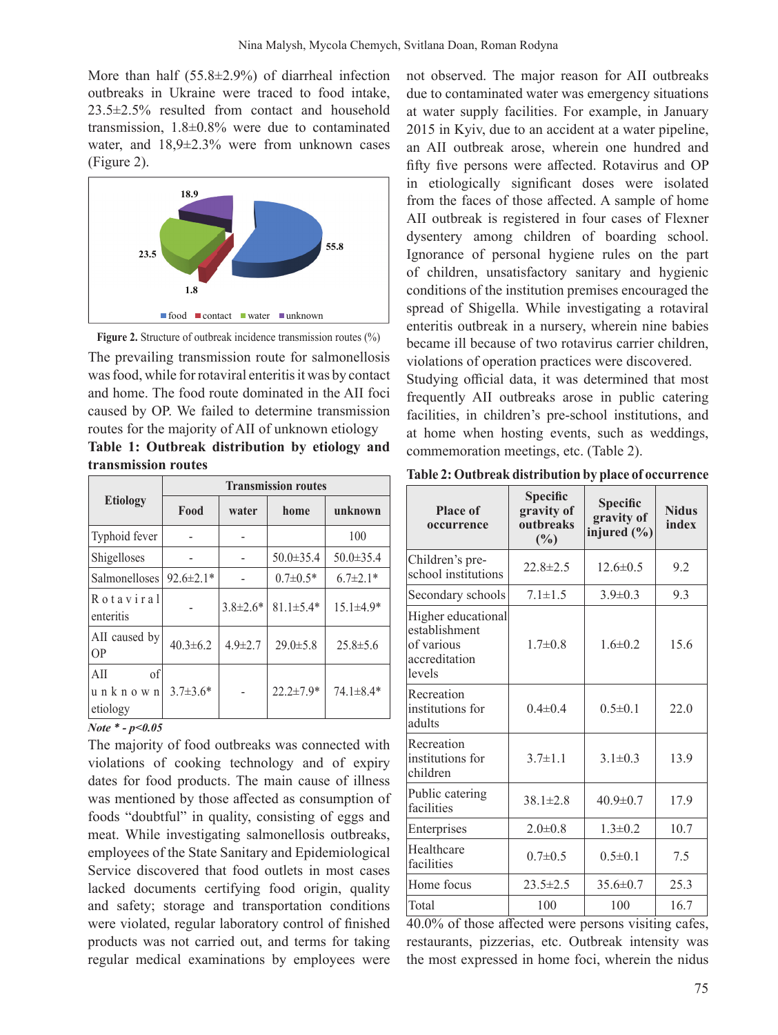More than half (55.8±2.9%) of diarrheal infection outbreaks in Ukraine were traced to food intake, 23.5±2.5% resulted from contact and household transmission, 1.8±0.8% were due to contaminated water, and 18,9±2.3% were from unknown cases (Figure 2).

**Figure 2.** Structure of outbreak incidence transmission routes (%)

The prevailing transmission route for salmonellosis was food, while for rotaviral enteritis it was by contact and home. The food route dominated in the AII foci caused by OP. We failed to determine transmission routes for the majority of AII of unknown etiology

**Table 1: Outbreak distribution by etiology and transmission routes**

| Etiology | Transmission routes | | | |
|---|---|---|---|---|
| | Food | water | home | unknown |
| Typhoid fever | - | - | | 100 |
| Shigelloses | - | - | 50.0±35.4 | 50.0±35.4 |
| Salmonelloses | 92.6±2.1* | - | 0.7±0.5* | 6.7±2.1* |
| Rotaviral enteritis | - | 3.8±2.6* | 81.1±5.4* | 15.1±4.9* |
| AII caused by OP | 40.3±6.2 | 4.9±2.7 | 29.0±5.8 | 25.8±5.6 |
| AII of unknown etiology | 3.7±3.6* | - | 22.2±7.9* | 74.1±8.4* |

*Note * - p<0.05*

The majority of food outbreaks was connected with violations of cooking technology and of expiry dates for food products. The main cause of illness was mentioned by those affected as consumption of foods "doubtful" in quality, consisting of eggs and meat. While investigating salmonellosis outbreaks, employees of the State Sanitary and Epidemiological Service discovered that food outlets in most cases lacked documents certifying food origin, quality and safety; storage and transportation conditions were violated, regular laboratory control of finished products was not carried out, and terms for taking regular medical examinations by employees were not observed. The major reason for AII outbreaks due to contaminated water was emergency situations at water supply facilities. For example, in January 2015 in Kyiv, due to an accident at a water pipeline, an AII outbreak arose, wherein one hundred and fifty five persons were affected. Rotavirus and OP in etiologically significant doses were isolated from the faces of those affected. A sample of home AII outbreak is registered in four cases of Flexner dysentery among children of boarding school. Ignorance of personal hygiene rules on the part of children, unsatisfactory sanitary and hygienic conditions of the institution premises encouraged the spread of Shigella. While investigating a rotaviral enteritis outbreak in a nursery, wherein nine babies became ill because of two rotavirus carrier children, violations of operation practices were discovered.

Studying official data, it was determined that most frequently AII outbreaks arose in public catering facilities, in children's pre-school institutions, and at home when hosting events, such as weddings, commemoration meetings, etc. (Table 2).

**Table 2: Outbreak distribution by place of occurrence**

| Place of occurrence | Specific gravity of outbreaks (%) | Specific gravity of injured (%) | Nidus index |
|---|---|---|---|
| Children's pre-school institutions | 22.8±2.5 | 12.6±0.5 | 9.2 |
| Secondary schools | 7.1±1.5 | 3.9±0.3 | 9.3 |
| Higher educational establishment of various accreditation levels | 1.7±0.8 | 1.6±0.2 | 15.6 |
| Recreation institutions for adults | 0.4±0.4 | 0.5±0.1 | 22.0 |
| Recreation institutions for children | 3.7±1.1 | 3.1±0.3 | 13.9 |
| Public catering facilities | 38.1±2.8 | 40.9±0.7 | 17.9 |
| Enterprises | 2.0±0.8 | 1.3±0.2 | 10.7 |
| Healthcare facilities | 0.7±0.5 | 0.5±0.1 | 7.5 |
| Home focus | 23.5±2.5 | 35.6±0.7 | 25.3 |
| Total | 100 | 100 | 16.7 |

40.0% of those affected were persons visiting cafes, restaurants, pizzerias, etc. Outbreak intensity was the most expressed in home foci, wherein the nidus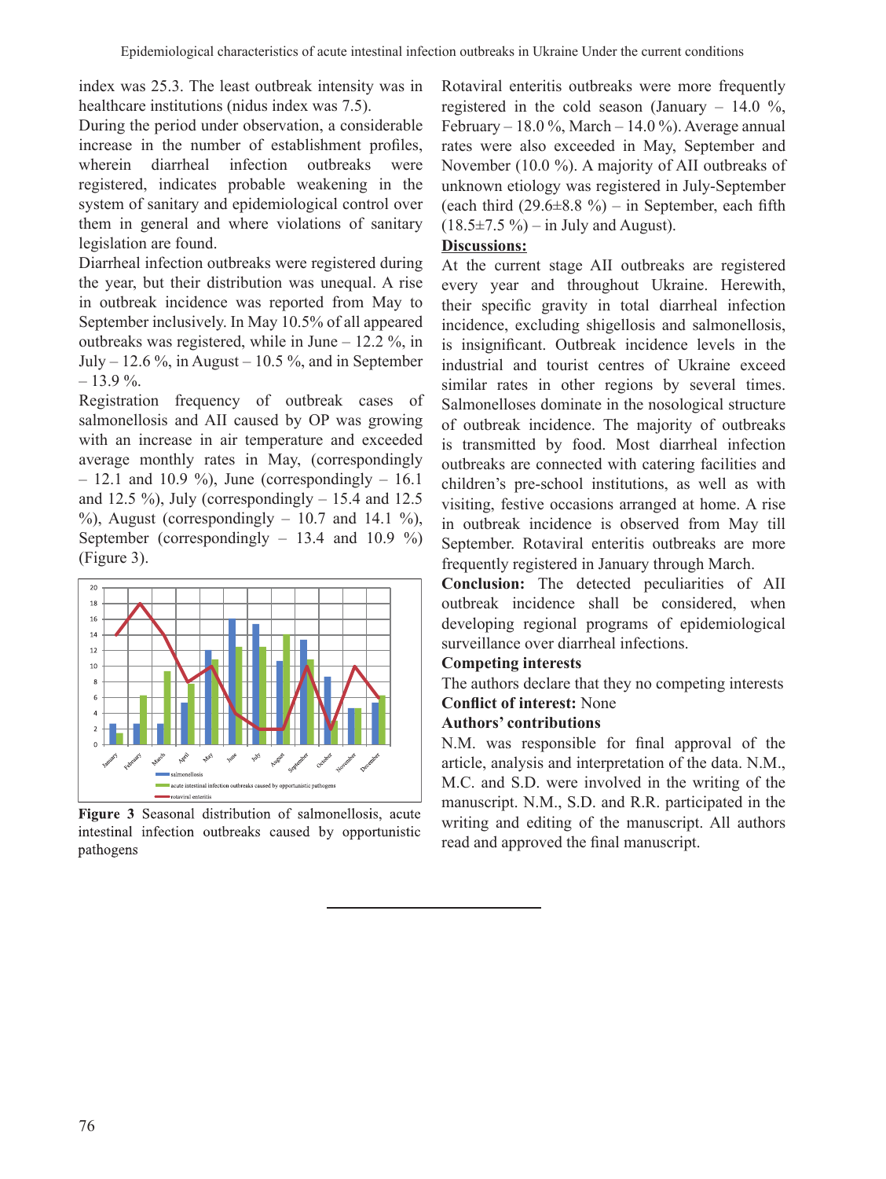index was 25.3. The least outbreak intensity was in healthcare institutions (nidus index was 7.5).

During the period under observation, a considerable increase in the number of establishment profiles, wherein diarrheal infection outbreaks were registered, indicates probable weakening in the system of sanitary and epidemiological control over them in general and where violations of sanitary legislation are found.

Diarrheal infection outbreaks were registered during the year, but their distribution was unequal. A rise in outbreak incidence was reported from May to September inclusively. In May 10.5% of all appeared outbreaks was registered, while in June – 12.2 %, in July – 12.6 %, in August – 10.5 %, and in September – 13.9 %.

Registration frequency of outbreak cases of salmonellosis and AII caused by OP was growing with an increase in air temperature and exceeded average monthly rates in May, (correspondingly – 12.1 and 10.9 %), June (correspondingly – 16.1 and 12.5 %), July (correspondingly – 15.4 and 12.5 %), August (correspondingly – 10.7 and 14.1 %), September (correspondingly – 13.4 and 10.9 %) (Figure 3).

**Figure 3** Seasonal distribution of salmonellosis, acute intestinal infection outbreaks caused by opportunistic pathogens

Rotaviral enteritis outbreaks were more frequently registered in the cold season (January – 14.0 %, February – 18.0 %, March – 14.0 %). Average annual rates were also exceeded in May, September and November (10.0 %). A majority of AII outbreaks of unknown etiology was registered in July-September (each third (29.6±8.8 %) – in September, each fifth (18.5±7.5 %) – in July and August).

## Discussions:

At the current stage AII outbreaks are registered every year and throughout Ukraine. Herewith, their specific gravity in total diarrheal infection incidence, excluding shigellosis and salmonellosis, is insignificant. Outbreak incidence levels in the industrial and tourist centres of Ukraine exceed similar rates in other regions by several times. Salmonelloses dominate in the nosological structure of outbreak incidence. The majority of outbreaks is transmitted by food. Most diarrheal infection outbreaks are connected with catering facilities and children's pre-school institutions, as well as with visiting, festive occasions arranged at home. A rise in outbreak incidence is observed from May till September. Rotaviral enteritis outbreaks are more frequently registered in January through March.

**Conclusion:** The detected peculiarities of AII outbreak incidence shall be considered, when developing regional programs of epidemiological surveillance over diarrheal infections.

**Competing interests**

The authors declare that they no competing interests

**Conflict of interest:** None

**Authors' contributions**

N.M. was responsible for final approval of the article, analysis and interpretation of the data. N.M., M.C. and S.D. were involved in the writing of the manuscript. N.M., S.D. and R.R. participated in the writing and editing of the manuscript. All authors read and approved the final manuscript.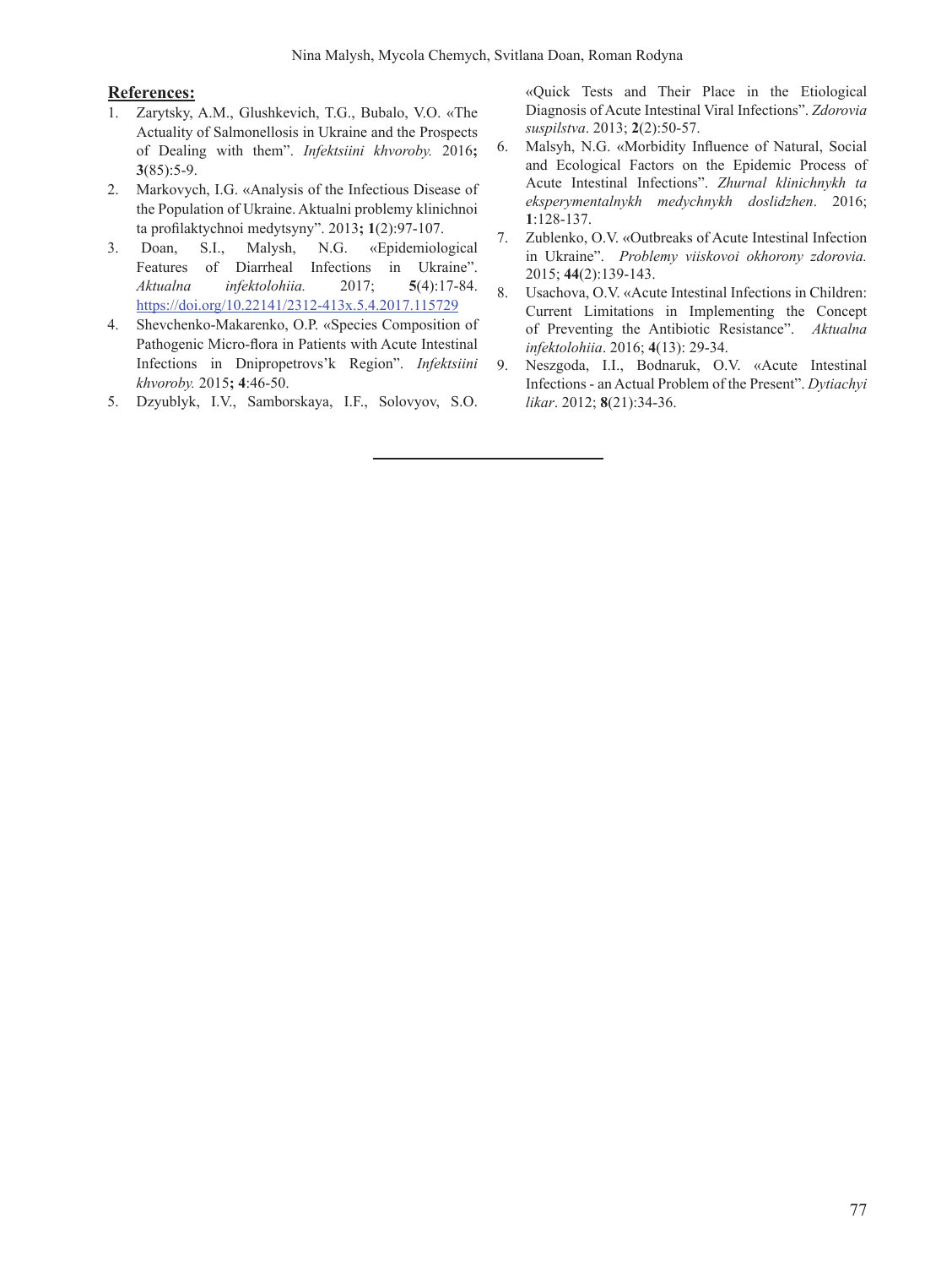## References:

1. Zarytsky, A.M., Glushkevich, T.G., Bubalo, V.O. «The Actuality of Salmonellosis in Ukraine and the Prospects of Dealing with them”. *Infektsiini khvoroby.* 2016**; 3**(85):5-9.
2. Markovych, I.G. «Analysis of the Infectious Disease of the Population of Ukraine. Aktualni problemy klinichnoi ta profilaktychnoi medytsyny”. 2013**; 1**(2):97-107.
3. Doan, S.I., Malysh, N.G. «Epidemiological Features of Diarrheal Infections in Ukraine”. *Aktualna infektolohiia.* 2017; **5**(4):17-84. https://doi.org/10.22141/2312-413x.5.4.2017.115729
4. Shevchenko-Makarenko, O.P. «Species Composition of Pathogenic Micro-flora in Patients with Acute Intestinal Infections in Dnipropetrovs'k Region”. *Infektsiini khvoroby.* 2015**; 4**:46-50.
5. Dzyublyk, I.V., Samborskaya, I.F., Solovyov, S.O. «Quick Tests and Their Place in the Etiological Diagnosis of Acute Intestinal Viral Infections”. *Zdorovia suspilstva*. 2013; **2**(2):50-57.
6. Malsyh, N.G. «Morbidity Influence of Natural, Social and Ecological Factors on the Epidemic Process of Acute Intestinal Infections”. *Zhurnal klinichnykh ta eksperymentalnykh medychnykh doslidzhen*. 2016; **1**:128-137.
7. Zublenko, O.V. «Outbreaks of Acute Intestinal Infection in Ukraine”. *Problemy viiskovoi okhorony zdorovia.* 2015; **44**(2):139-143.
8. Usachova, O.V. «Acute Intestinal Infections in Children: Current Limitations in Implementing the Concept of Preventing the Antibiotic Resistance”. *Aktualna infektolohiia*. 2016; **4**(13): 29-34.
9. Neszgoda, I.I., Bodnaruk, O.V. «Acute Intestinal Infections - an Actual Problem of the Present”. *Dytiachyi likar*. 2012; **8**(21):34-36.